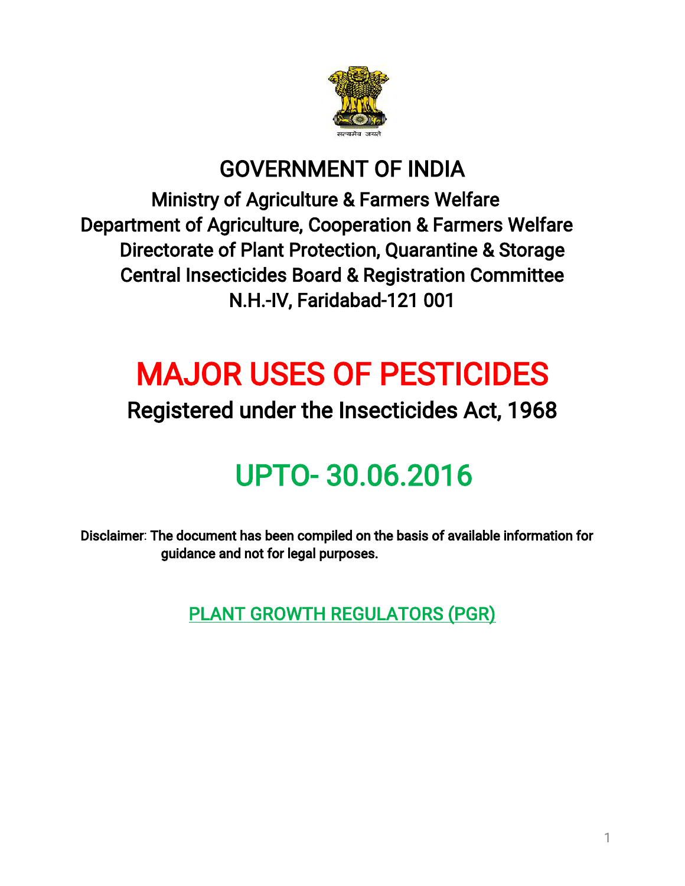# GOVERNMENT OF INDIA

Ministry of Agriculture & Farmers Welfare
Department of Agriculture, Cooperation & Farmers Welfare
Directorate of Plant Protection, Quarantine & Storage
Central Insecticides Board & Registration Committee
N.H.-IV, Faridabad-121 001

# MAJOR USES OF PESTICIDES

## Registered under the Insecticides Act, 1968

# UPTO- 30.06.2016

**Disclaimer**: The document has been compiled on the basis of available information for guidance and not for legal purposes.

## PLANT GROWTH REGULATORS (PGR)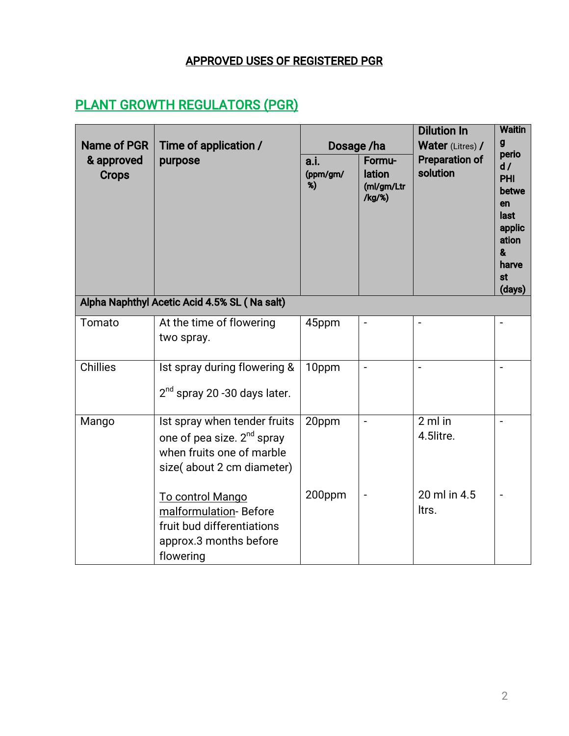# APPROVED USES OF REGISTERED PGR

## PLANT GROWTH REGULATORS (PGR)

| Name of PGR & approved Crops | Time of application / purpose | Dosage /ha | | Dilution In Water (Litres) / Preparation of solution | Waiting period / PHI between last application & harvest (days) |
|---|---|---|---|---|---|
| | | a.i. (ppm/gm/ %) | Formu-lation (ml/gm/Ltr /kg/%) | | |
| **Alpha Naphthyl Acetic Acid 4.5% SL ( Na salt)** | | | | | |
| Tomato | At the time of flowering two spray. | 45ppm | - | - | - |
| Chillies | Ist spray during flowering & 2nd spray 20 -30 days later. | 10ppm | - | - | - |
| Mango | Ist spray when tender fruits one of pea size. 2nd spray when fruits one of marble size( about 2 cm diameter) | 20ppm | - | 2 ml in 4.5litre. | - |
| | To control Mango malformulation- Before fruit bud differentiations approx.3 months before flowering | 200ppm | - | 20 ml in 4.5 ltrs. | - |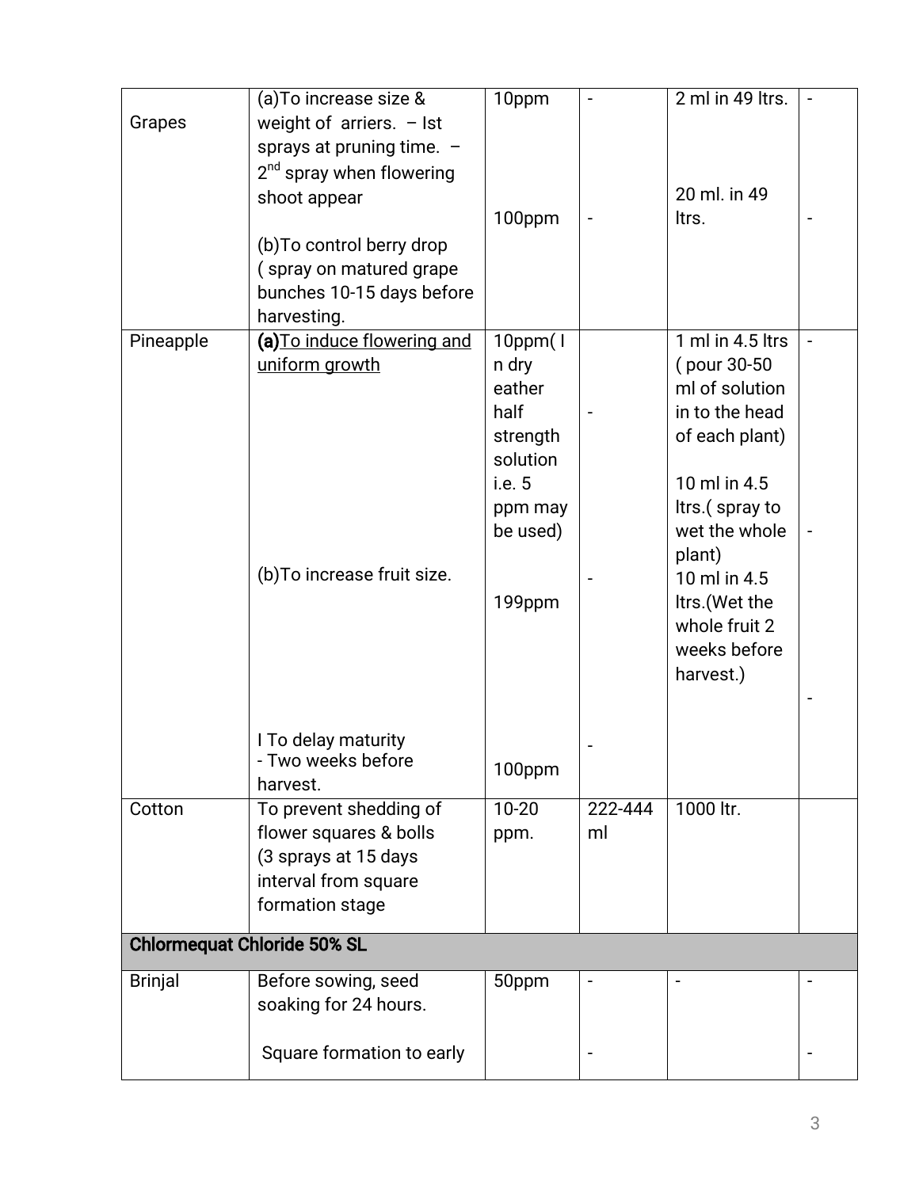| | | | | | |
|---|---|---|---|---|---|
| Grapes | (a)To increase size & weight of arriers. – Ist sprays at pruning time. – 2nd spray when flowering shoot appear<br><br>(b)To control berry drop ( spray on matured grape bunches 10-15 days before harvesting. | 10ppm<br><br>100ppm | -<br><br>- | 2 ml in 49 ltrs.<br><br>20 ml. in 49 ltrs. | -<br><br>- |
| Pineapple | **(a)**<u>To induce flowering and uniform growth</u><br><br>(b)To increase fruit size.<br><br>I To delay maturity<br>- Two weeks before harvest. | 10ppm( I n dry eather half strength solution i.e. 5 ppm may be used)<br><br>199ppm<br><br>100ppm | -<br><br>-<br><br>- | 1 ml in 4.5 ltrs ( pour 30-50 ml of solution in to the head of each plant)<br><br>10 ml in 4.5 ltrs.( spray to wet the whole plant)<br>10 ml in 4.5 ltrs.(Wet the whole fruit 2 weeks before harvest.) | -<br><br>-<br><br>- |
| Cotton | To prevent shedding of flower squares & bolls (3 sprays at 15 days interval from square formation stage | 10-20 ppm. | 222-444 ml | 1000 ltr. | |
| **Chlormequat Chloride 50% SL** | | | | | |
| Brinjal | Before sowing, seed soaking for 24 hours.<br><br>Square formation to early | 50ppm | -<br><br>- | - | -<br><br>- |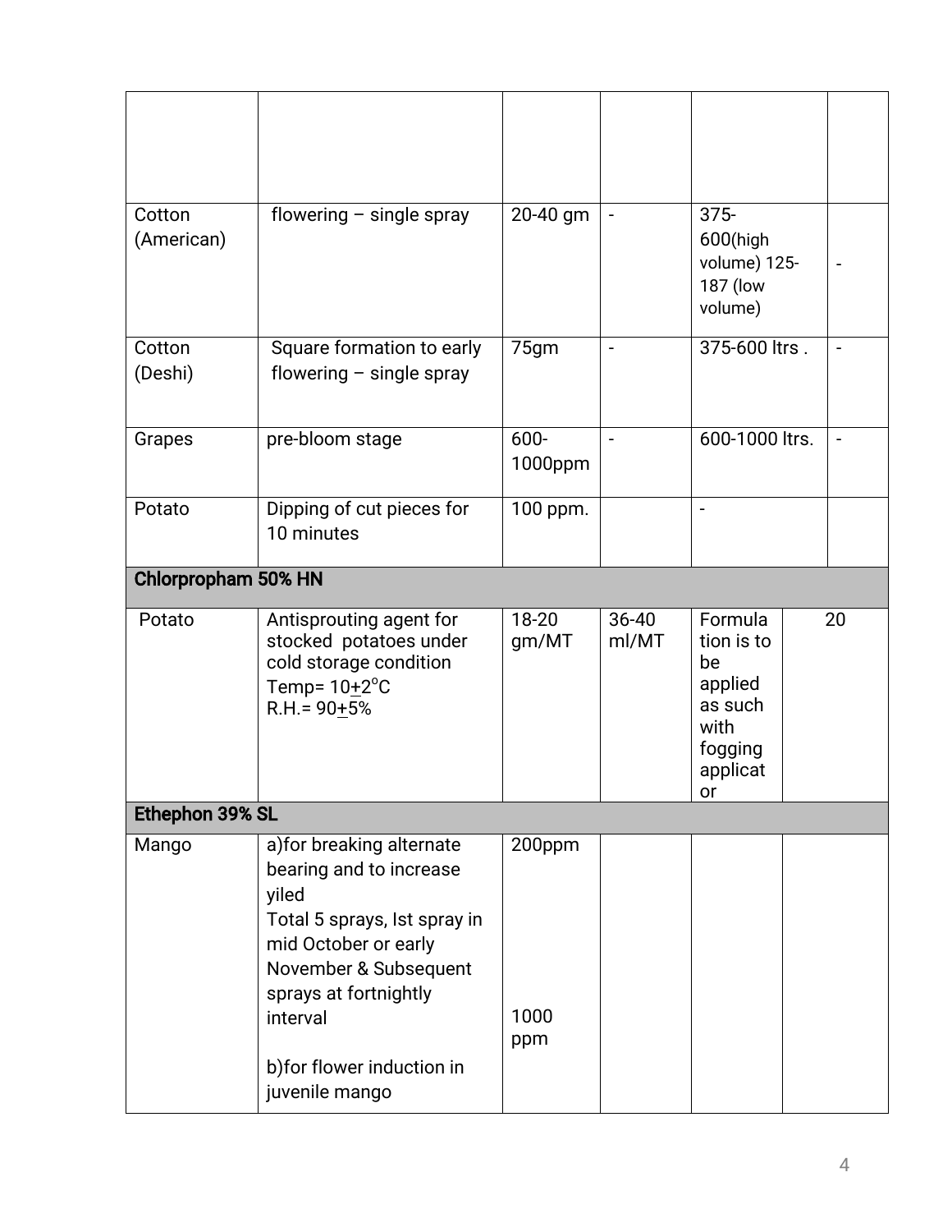| | | | | | |
|---|---|---|---|---|---|
| | | | | | |
| Cotton (American) | flowering – single spray | 20-40 gm | - | 375-600(high volume) 125-187 (low volume) | - |
| Cotton (Deshi) | Square formation to early flowering – single spray | 75gm | - | 375-600 ltrs . | - |
| Grapes | pre-bloom stage | 600-1000ppm | - | 600-1000 ltrs. | - |
| Potato | Dipping of cut pieces for 10 minutes | 100 ppm. | | - | |
| **Chlorpropham 50% HN** | | | | | |
| Potato | Antisprouting agent for stocked potatoes under cold storage condition Temp= 10±2°C R.H.= 90±5% | 18-20 gm/MT | 36-40 ml/MT | Formulation is to be applied as such with fogging applicator | 20 |
| **Ethephon 39% SL** | | | | | |
| Mango | a)for breaking alternate bearing and to increase yiled Total 5 sprays, Ist spray in mid October or early November & Subsequent sprays at fortnightly interval<br><br>b)for flower induction in juvenile mango | 200ppm<br><br>1000 ppm | | | |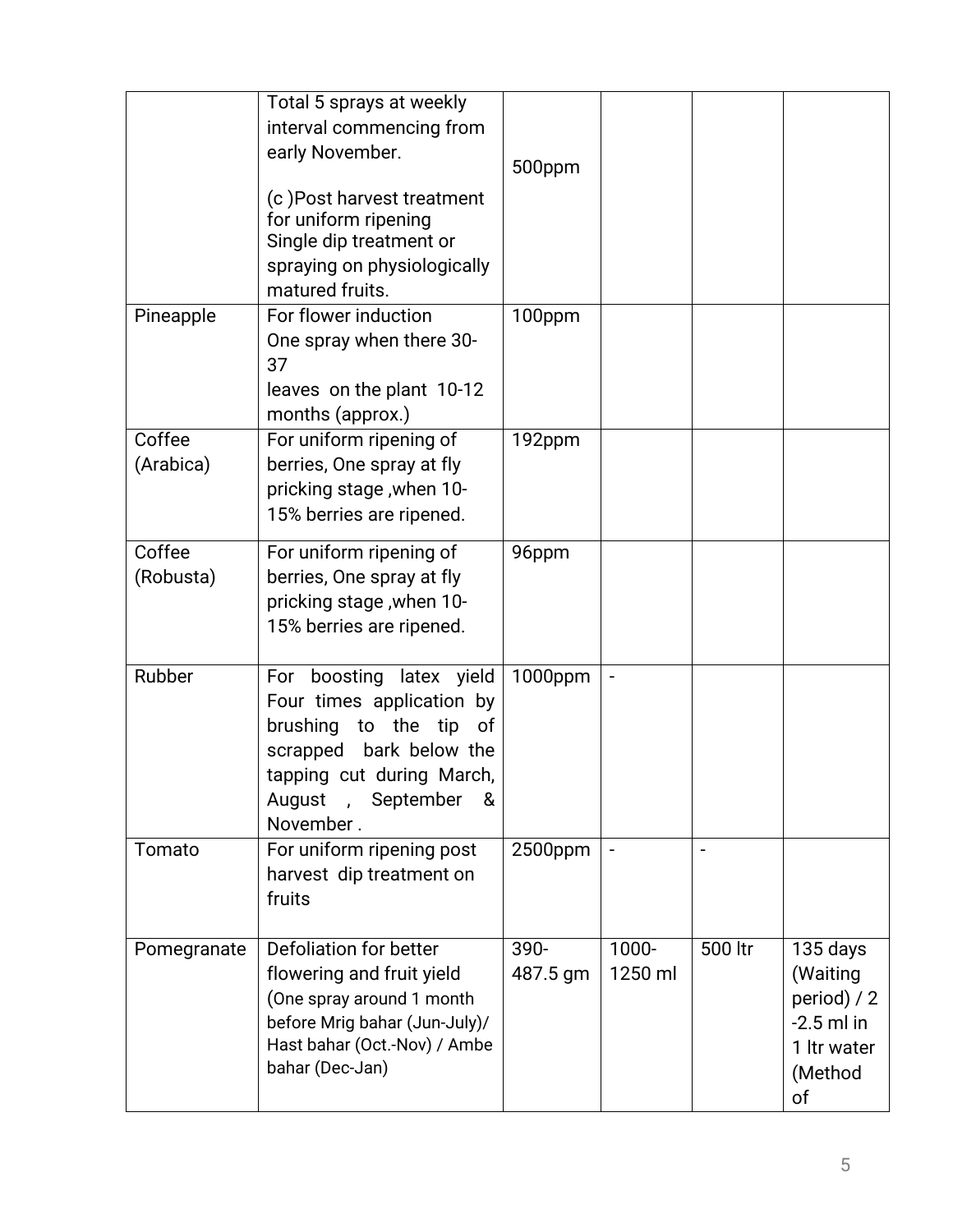| | | | | | |
|---|---|---|---|---|---|
| | Total 5 sprays at weekly interval commencing from early November.<br><br>(c )Post harvest treatment for uniform ripening Single dip treatment or spraying on physiologically matured fruits. | 500ppm | | | |
| Pineapple | For flower induction One spray when there 30-37 leaves on the plant 10-12 months (approx.) | 100ppm | | | |
| Coffee (Arabica) | For uniform ripening of berries, One spray at fly pricking stage ,when 10-15% berries are ripened. | 192ppm | | | |
| Coffee (Robusta) | For uniform ripening of berries, One spray at fly pricking stage ,when 10-15% berries are ripened. | 96ppm | | | |
| Rubber | For boosting latex yield Four times application by brushing to the tip of scrapped bark below the tapping cut during March, August , September & November . | 1000ppm | - | | |
| Tomato | For uniform ripening post harvest dip treatment on fruits | 2500ppm | - | - | |
| Pomegranate | Defoliation for better flowering and fruit yield (One spray around 1 month before Mrig bahar (Jun-July)/ Hast bahar (Oct.-Nov) / Ambe bahar (Dec-Jan) | 390-487.5 gm | 1000-1250 ml | 500 ltr | 135 days (Waiting period) / 2 -2.5 ml in 1 ltr water (Method of |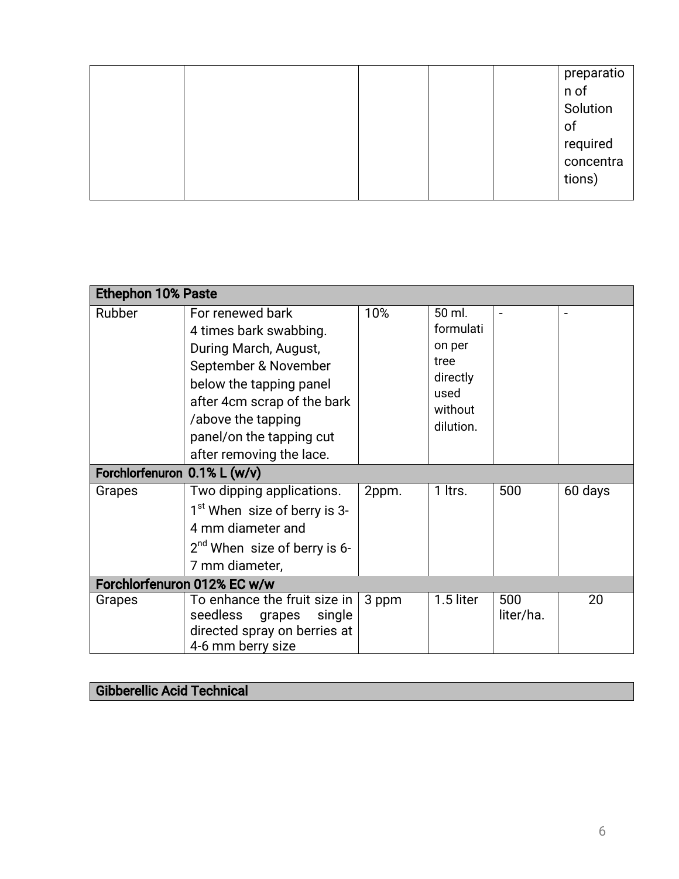| | | | | | preparation of Solution of required concentrations) |
|---|---|---|---|---|---|

| **Ethephon 10% Paste** | | | | | |
|---|---|---|---|---|---|
| Rubber | For renewed bark 4 times bark swabbing. During March, August, September & November below the tapping panel after 4cm scrap of the bark /above the tapping panel/on the tapping cut after removing the lace. | 10% | 50 ml. formulation per tree directly used without dilution. | - | - |
| **Forchlorfenuron 0.1% L (w/v)** | | | | | |
| Grapes | Two dipping applications. 1st When size of berry is 3-4 mm diameter and 2nd When size of berry is 6-7 mm diameter, | 2ppm. | 1 ltrs. | 500 | 60 days |
| **Forchlorfenuron 012% EC w/w** | | | | | |
| Grapes | To enhance the fruit size in seedless grapes single directed spray on berries at 4-6 mm berry size | 3 ppm | 1.5 liter | 500 liter/ha. | 20 |

| **Gibberellic Acid Technical** |
|---|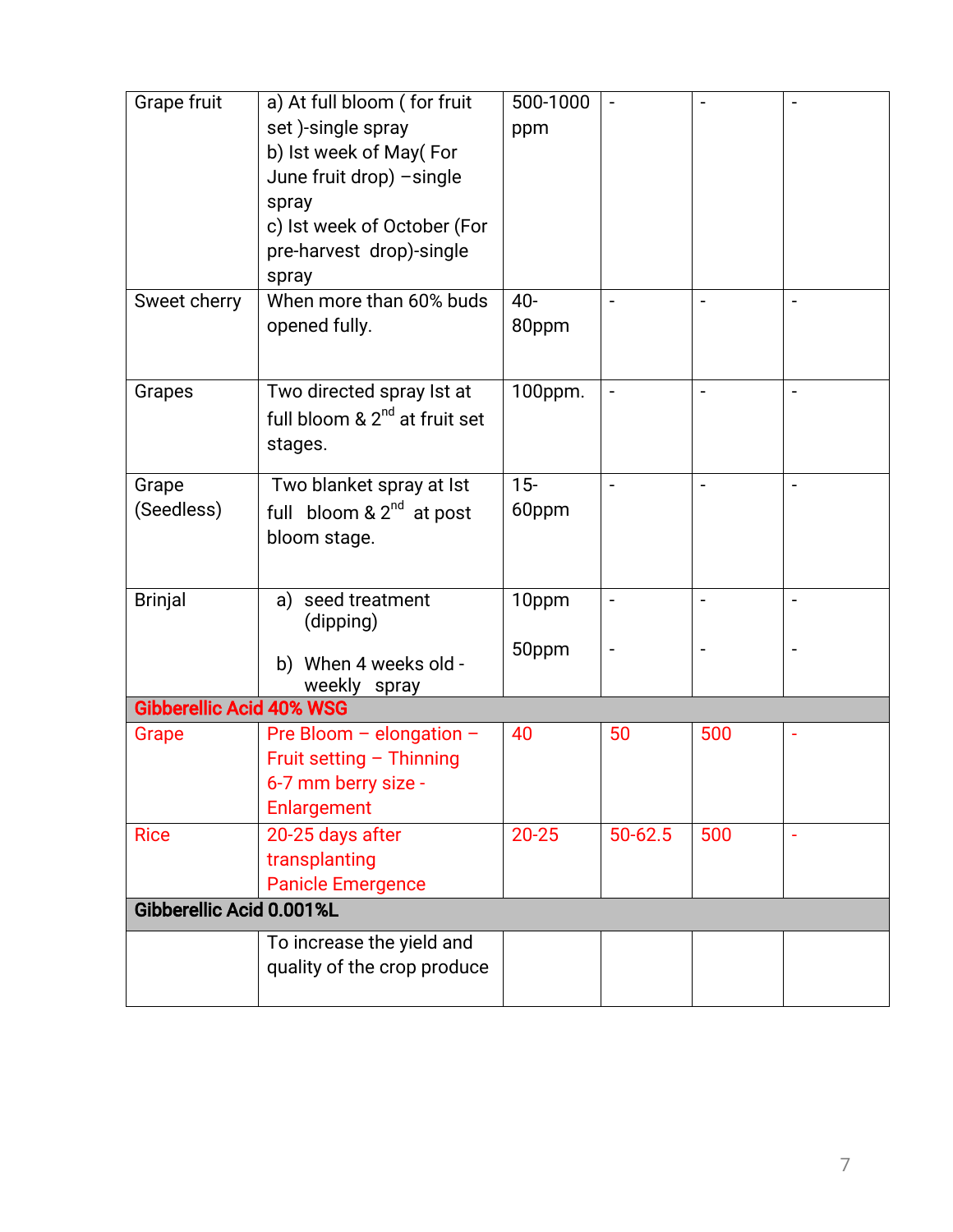| | | | | | |
|---|---|---|---|---|---|
| Grape fruit | a) At full bloom ( for fruit set )-single spray<br>b) Ist week of May( For June fruit drop) –single spray<br>c) Ist week of October (For pre-harvest drop)-single spray | 500-1000 ppm | - | - | - |
| Sweet cherry | When more than 60% buds opened fully. | 40-80ppm | - | - | - |
| Grapes | Two directed spray Ist at full bloom & 2nd at fruit set stages. | 100ppm. | - | - | - |
| Grape (Seedless) | Two blanket spray at Ist full bloom & 2nd at post bloom stage. | 15-60ppm | - | - | - |
| Brinjal | a) seed treatment (dipping)<br>b) When 4 weeks old - weekly spray | 10ppm<br>50ppm | -<br>- | -<br>- | -<br>- |
| **Gibberellic Acid 40% WSG** | | | | | |
| Grape | Pre Bloom – elongation – Fruit setting – Thinning 6-7 mm berry size - Enlargement | 40 | 50 | 500 | - |
| Rice | 20-25 days after transplanting<br>Panicle Emergence | 20-25 | 50-62.5 | 500 | - |
| **Gibberellic Acid 0.001%L** | | | | | |
| | To increase the yield and quality of the crop produce | | | | |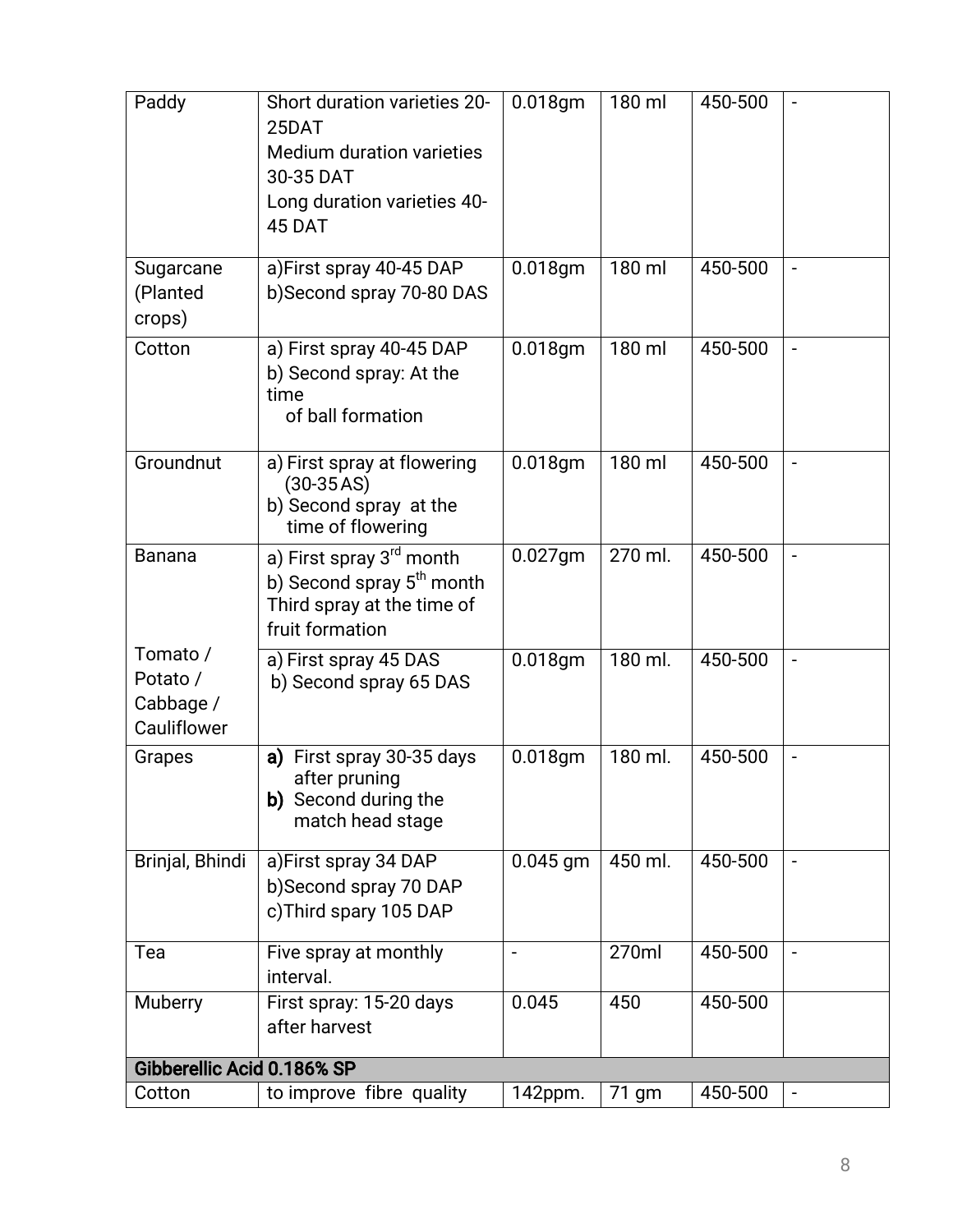| | | | | | |
|---|---|---|---|---|---|
| Paddy | Short duration varieties 20-25DAT<br>Medium duration varieties 30-35 DAT<br>Long duration varieties 40-45 DAT | 0.018gm | 180 ml | 450-500 | - |
| Sugarcane (Planted crops) | a)First spray 40-45 DAP<br>b)Second spray 70-80 DAS | 0.018gm | 180 ml | 450-500 | - |
| Cotton | a) First spray 40-45 DAP<br>b) Second spray: At the time of ball formation | 0.018gm | 180 ml | 450-500 | - |
| Groundnut | a) First spray at flowering (30-35 AS)<br>b) Second spray at the time of flowering | 0.018gm | 180 ml | 450-500 | - |
| Banana | a) First spray 3rd month<br>b) Second spray 5th month<br>Third spray at the time of fruit formation | 0.027gm | 270 ml. | 450-500 | - |
| Tomato / Potato / Cabbage / Cauliflower | a) First spray 45 DAS<br>b) Second spray 65 DAS | 0.018gm | 180 ml. | 450-500 | - |
| Grapes | **a)** First spray 30-35 days after pruning<br>**b)** Second during the match head stage | 0.018gm | 180 ml. | 450-500 | - |
| Brinjal, Bhindi | a)First spray 34 DAP<br>b)Second spray 70 DAP<br>c)Third spary 105 DAP | 0.045 gm | 450 ml. | 450-500 | - |
| Tea | Five spray at monthly interval. | - | 270ml | 450-500 | - |
| Muberry | First spray: 15-20 days after harvest | 0.045 | 450 | 450-500 | |
| **Gibberellic Acid 0.186% SP** | | | | | |
| Cotton | to improve fibre quality | 142ppm. | 71 gm | 450-500 | - |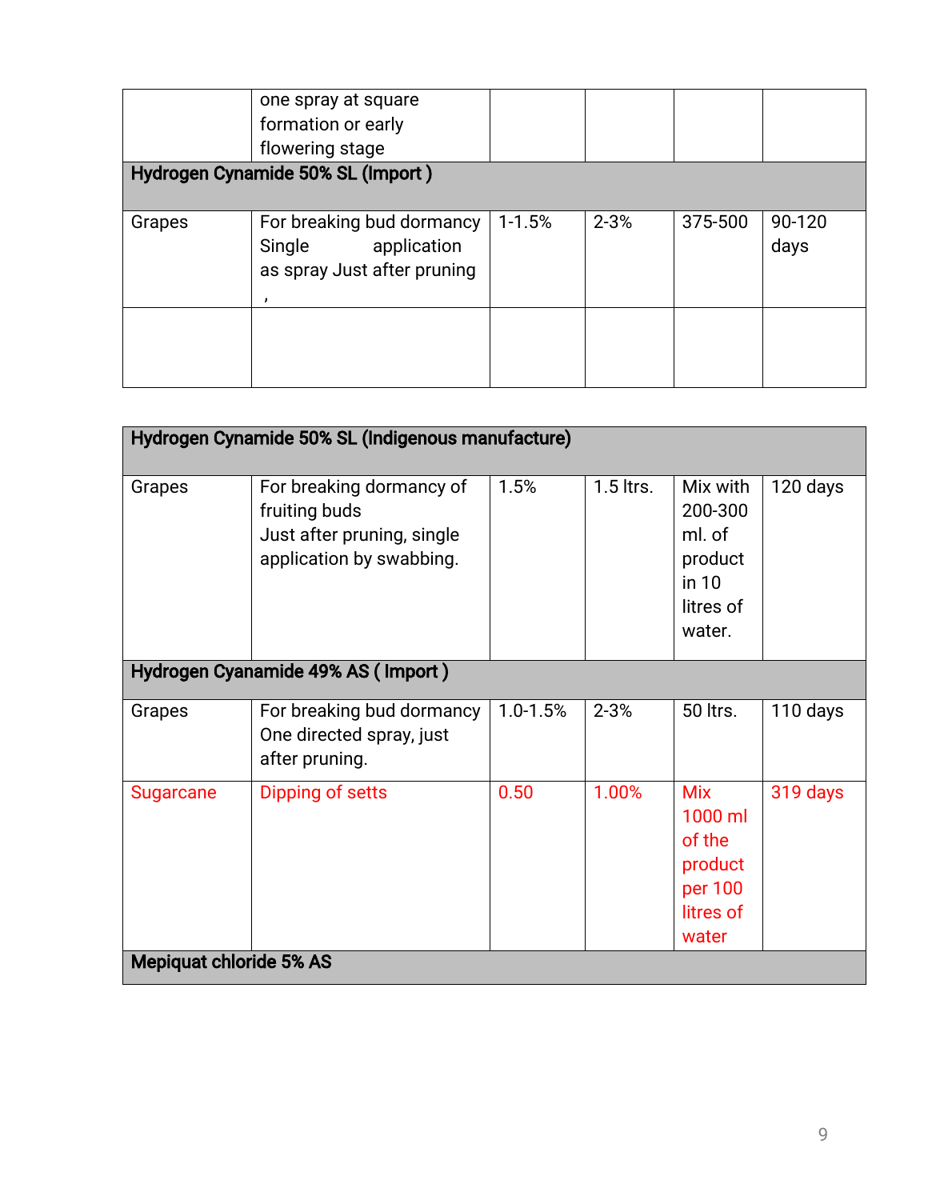| | one spray at square formation or early flowering stage | | | | |
|---|---|---|---|---|---|
| **Hydrogen Cynamide 50% SL (Import )** | | | | | |
| Grapes | For breaking bud dormancy Single application as spray Just after pruning , | 1-1.5% | 2-3% | 375-500 | 90-120 days |
| | | | | | |

| **Hydrogen Cynamide 50% SL (Indigenous manufacture)** | | | | | |
|---|---|---|---|---|---|
| Grapes | For breaking dormancy of fruiting buds<br>Just after pruning, single application by swabbing. | 1.5% | 1.5 ltrs. | Mix with 200-300 ml. of product in 10 litres of water. | 120 days |
| **Hydrogen Cyanamide 49% AS ( Import )** | | | | | |
| Grapes | For breaking bud dormancy One directed spray, just after pruning. | 1.0-1.5% | 2-3% | 50 ltrs. | 110 days |
| Sugarcane | Dipping of setts | 0.50 | 1.00% | Mix 1000 ml of the product per 100 litres of water | 319 days |
| **Mepiquat chloride 5% AS** | | | | | |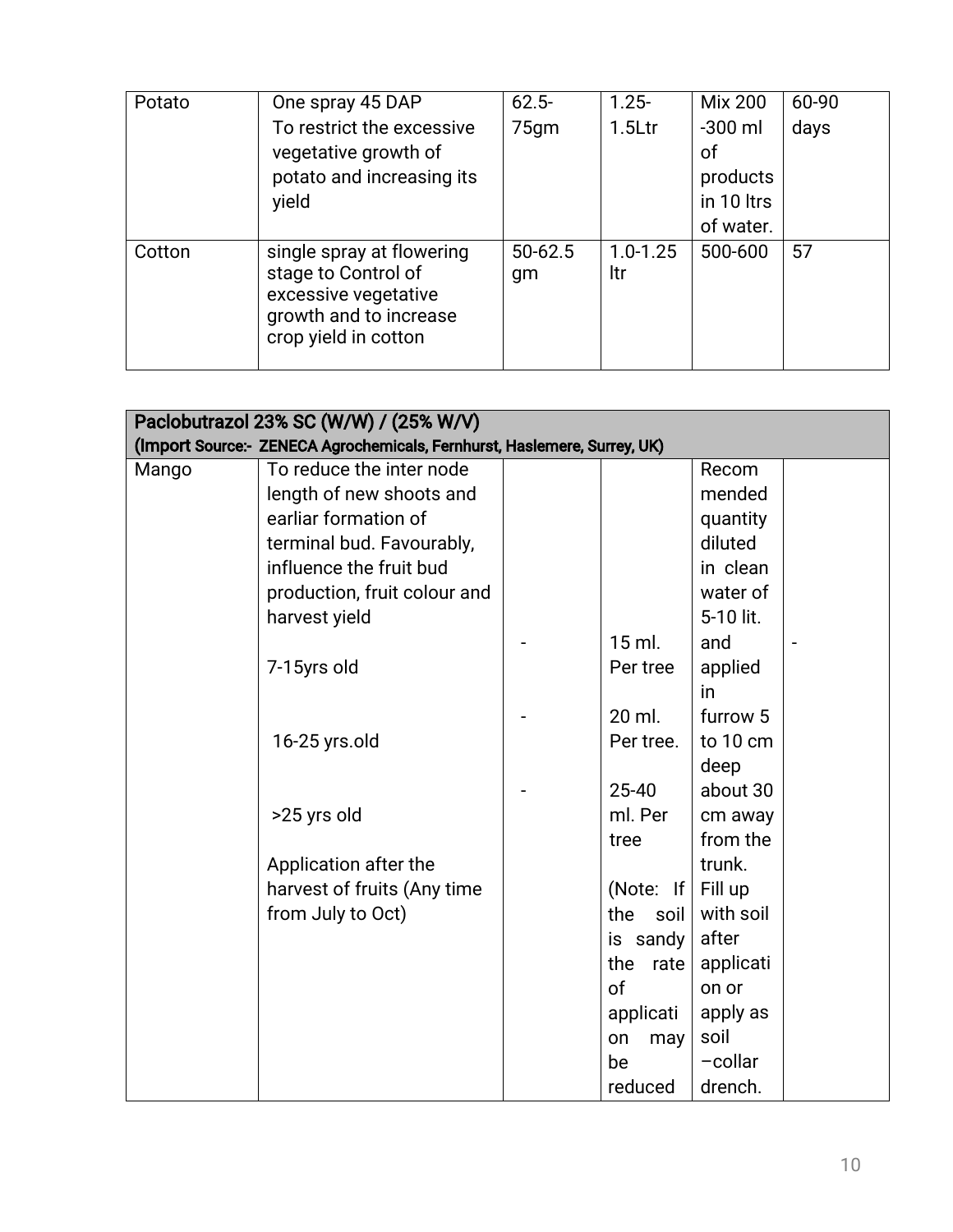| Potato | One spray 45 DAP To restrict the excessive vegetative growth of potato and increasing its yield | 62.5-75gm | 1.25-1.5Ltr | Mix 200 -300 ml of products in 10 ltrs of water. | 60-90 days |
|---|---|---|---|---|---|
| Cotton | single spray at flowering stage to Control of excessive vegetative growth and to increase crop yield in cotton | 50-62.5 gm | 1.0-1.25 ltr | 500-600 | 57 |

| **Paclobutrazol 23% SC (W/W) / (25% W/V)** (Import Source:- ZENECA Agrochemicals, Fernhurst, Haslemere, Surrey, UK) | | | | | |
|---|---|---|---|---|---|
| Mango | To reduce the inter node length of new shoots and earliar formation of terminal bud. Favourably, influence the fruit bud production, fruit colour and harvest yield | | | Recommended quantity diluted in clean water of 5-10 lit. and applied in furrow 5 to 10 cm deep about 30 cm away from the trunk. Fill up with soil after application or apply as soil –collar drench. | - |
| | 7-15yrs old | - | 15 ml. Per tree | | |
| | 16-25 yrs.old | - | 20 ml. Per tree. | | |
| | >25 yrs old | - | 25-40 ml. Per tree | | |
| | Application after the harvest of fruits (Any time from July to Oct) | | (Note: If the soil is sandy the rate of application may be reduced | | |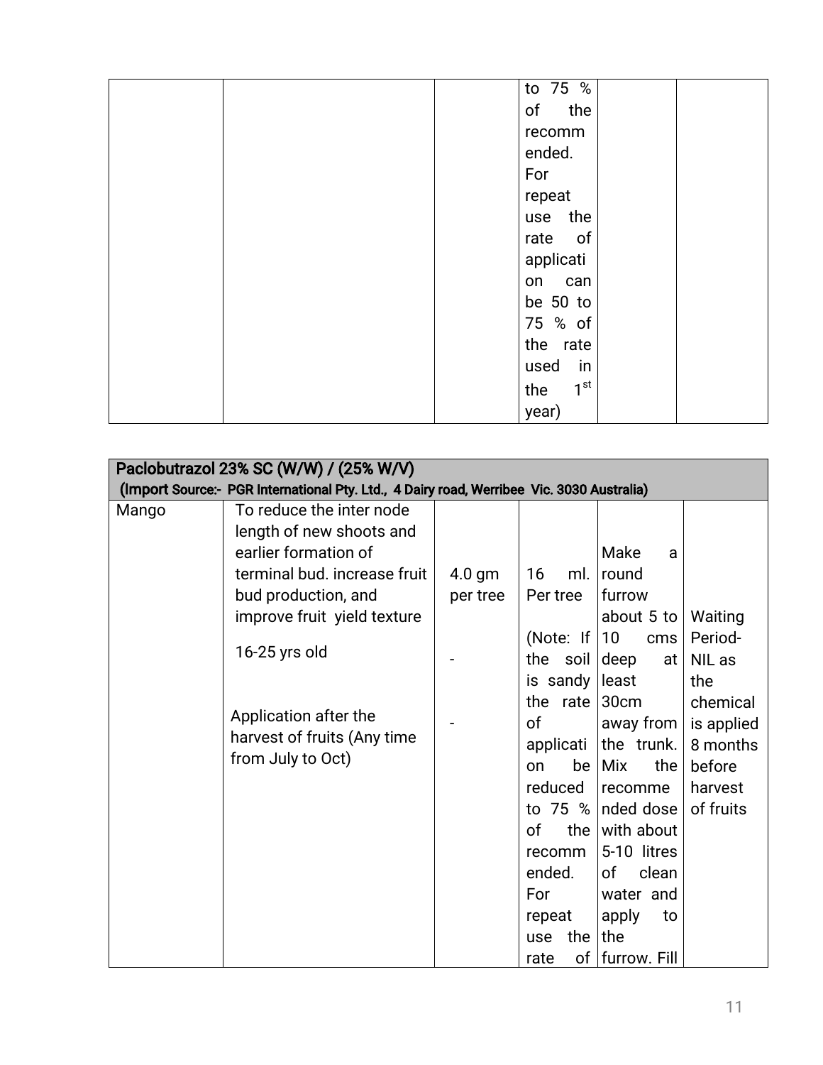| | | | to 75 % of the recommended. For repeat use the rate of application can be 50 to 75 % of the rate used in the 1st year) | | |
|---|---|---|---|---|---|

| Paclobutrazol 23% SC (W/W) / (25% W/V) (Import Source:- PGR International Pty. Ltd., 4 Dairy road, Werribee Vic. 3030 Australia) | | | | | |
|---|---|---|---|---|---|
| Mango | To reduce the inter node length of new shoots and earlier formation of terminal bud. increase fruit bud production, and improve fruit yield texture<br><br>16-25 yrs old<br><br>Application after the harvest of fruits (Any time from July to Oct) | 4.0 gm per tree<br><br>-<br><br>- | 16 ml. Per tree<br><br>(Note: If the soil is sandy the rate of application be reduced to 75 % of the recommended. For repeat use the rate of | Make a round furrow about 5 to 10 cms deep at least 30cm away from the trunk. Mix the recommended dose with about 5-10 litres of clean water and apply to the furrow. Fill | Waiting Period- NIL as the chemical is applied 8 months before harvest of fruits |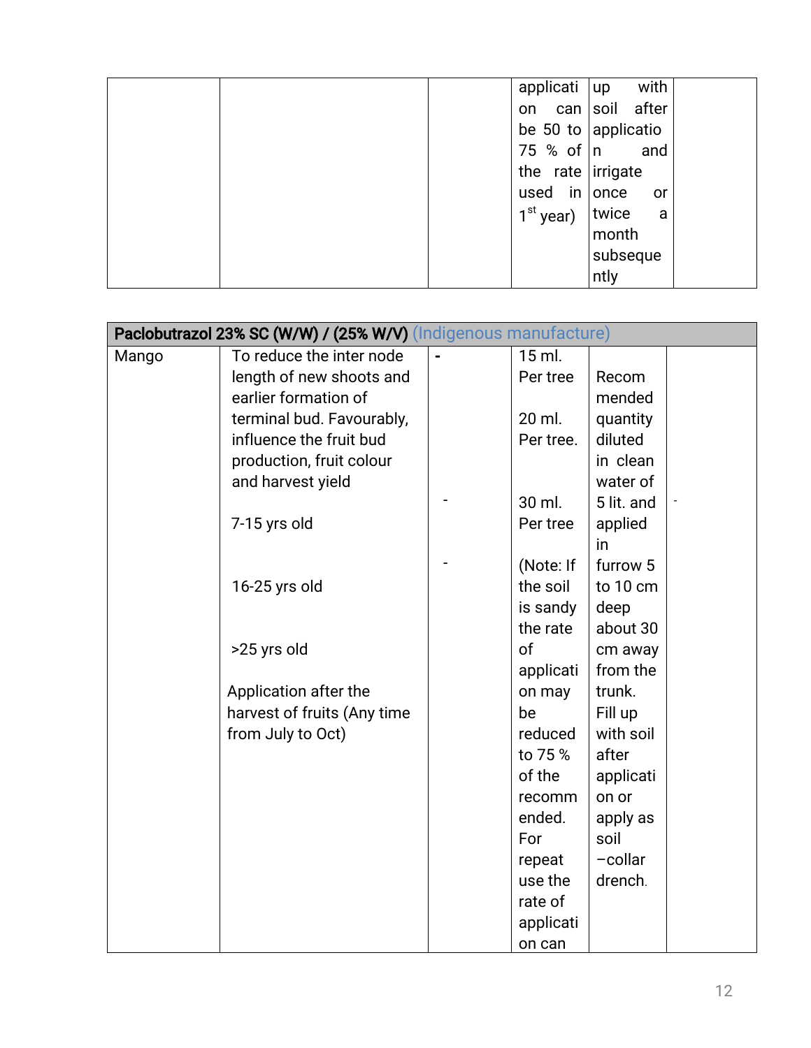| | | | application can be 50 to 75 % of the rate used in 1st year) | up with soil after application and irrigate once or twice a month subsequently | |
|---|---|---|---|---|---|

| Paclobutrazol 23% SC (W/W) / (25% W/V) (Indigenous manufacture) | | | | | |
|---|---|---|---|---|---|
| Mango | To reduce the inter node length of new shoots and earlier formation of terminal bud. Favourably, influence the fruit bud production, fruit colour and harvest yield<br><br>7-15 yrs old<br><br>16-25 yrs old<br><br>>25 yrs old<br><br>Application after the harvest of fruits (Any time from July to Oct) | -<br><br>-<br><br>- | 15 ml. Per tree<br><br>20 ml. Per tree.<br><br>30 ml. Per tree<br><br>(Note: If the soil is sandy the rate of application may be reduced to 75 % of the recommended. For repeat use the rate of application can | Recommended quantity diluted in clean water of 5 lit. and applied in furrow 5 to 10 cm deep about 30 cm away from the trunk. Fill up with soil after application or apply as soil –collar drench. | - |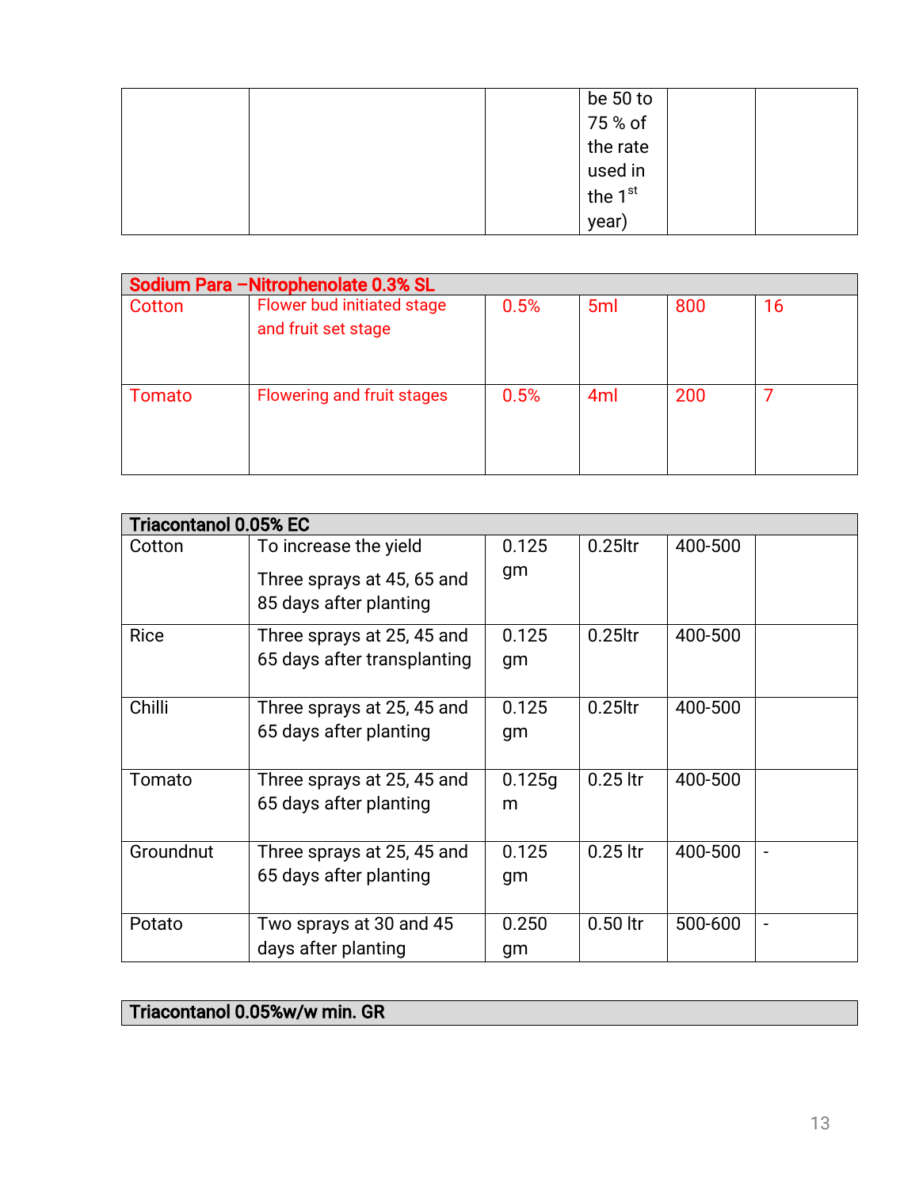| | | | be 50 to 75 % of the rate used in the 1st year) | | |
|---|---|---|---|---|---|

| **Sodium Para –Nitrophenolate 0.3% SL** | | | | | |
|---|---|---|---|---|---|
| Cotton | Flower bud initiated stage and fruit set stage | 0.5% | 5ml | 800 | 16 |
| Tomato | Flowering and fruit stages | 0.5% | 4ml | 200 | 7 |

| **Triacontanol 0.05% EC** | | | | | |
|---|---|---|---|---|---|
| Cotton | To increase the yield<br>Three sprays at 45, 65 and 85 days after planting | 0.125 gm | 0.25ltr | 400-500 | |
| Rice | Three sprays at 25, 45 and 65 days after transplanting | 0.125 gm | 0.25ltr | 400-500 | |
| Chilli | Three sprays at 25, 45 and 65 days after planting | 0.125 gm | 0.25ltr | 400-500 | |
| Tomato | Three sprays at 25, 45 and 65 days after planting | 0.125gm | 0.25 ltr | 400-500 | |
| Groundnut | Three sprays at 25, 45 and 65 days after planting | 0.125 gm | 0.25 ltr | 400-500 | - |
| Potato | Two sprays at 30 and 45 days after planting | 0.250 gm | 0.50 ltr | 500-600 | - |

| **Triacontanol 0.05%w/w min. GR** |
|---|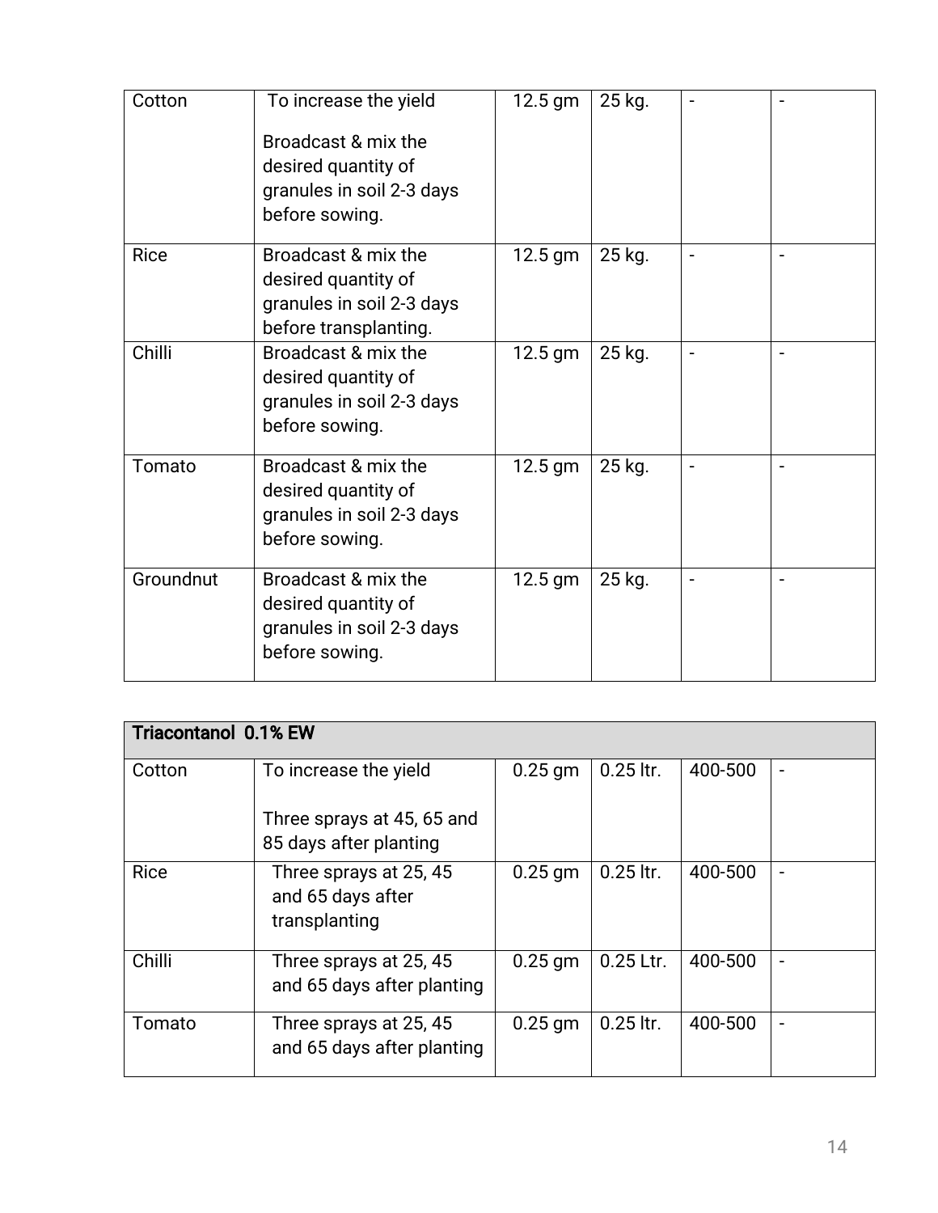| | | | | | |
|---|---|---|---|---|---|
| Cotton | To increase the yield<br><br>Broadcast & mix the desired quantity of granules in soil 2-3 days before sowing. | 12.5 gm | 25 kg. | - | - |
| Rice | Broadcast & mix the desired quantity of granules in soil 2-3 days before transplanting. | 12.5 gm | 25 kg. | - | - |
| Chilli | Broadcast & mix the desired quantity of granules in soil 2-3 days before sowing. | 12.5 gm | 25 kg. | - | - |
| Tomato | Broadcast & mix the desired quantity of granules in soil 2-3 days before sowing. | 12.5 gm | 25 kg. | - | - |
| Groundnut | Broadcast & mix the desired quantity of granules in soil 2-3 days before sowing. | 12.5 gm | 25 kg. | - | - |

| **Triacontanol 0.1% EW** | | | | | |
|---|---|---|---|---|---|
| Cotton | To increase the yield<br><br>Three sprays at 45, 65 and 85 days after planting | 0.25 gm | 0.25 ltr. | 400-500 | - |
| Rice | Three sprays at 25, 45 and 65 days after transplanting | 0.25 gm | 0.25 ltr. | 400-500 | - |
| Chilli | Three sprays at 25, 45 and 65 days after planting | 0.25 gm | 0.25 Ltr. | 400-500 | - |
| Tomato | Three sprays at 25, 45 and 65 days after planting | 0.25 gm | 0.25 ltr. | 400-500 | - |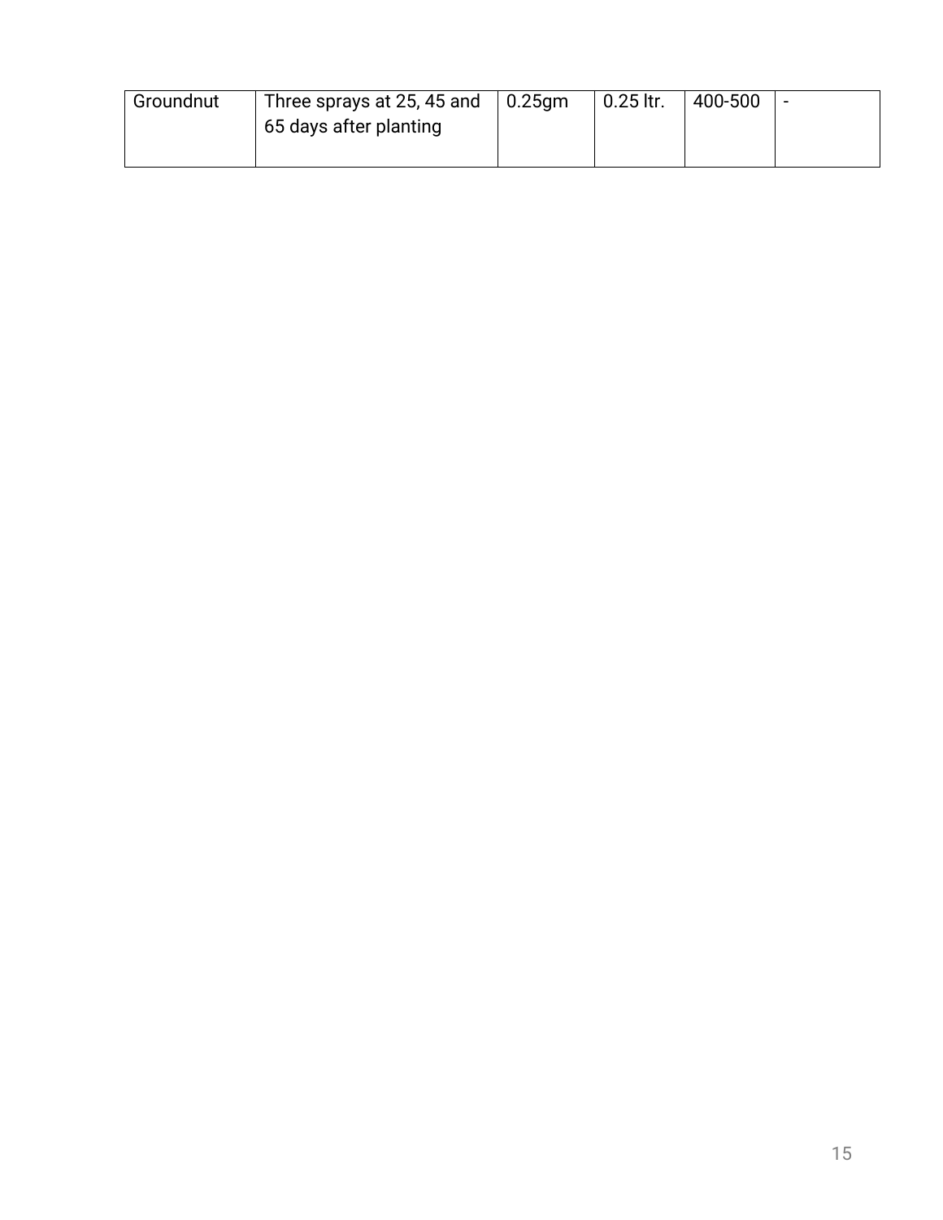| | | | | | |
|---|---|---|---|---|---|
| Groundnut | Three sprays at 25, 45 and 65 days after planting | 0.25gm | 0.25 ltr. | 400-500 | - |